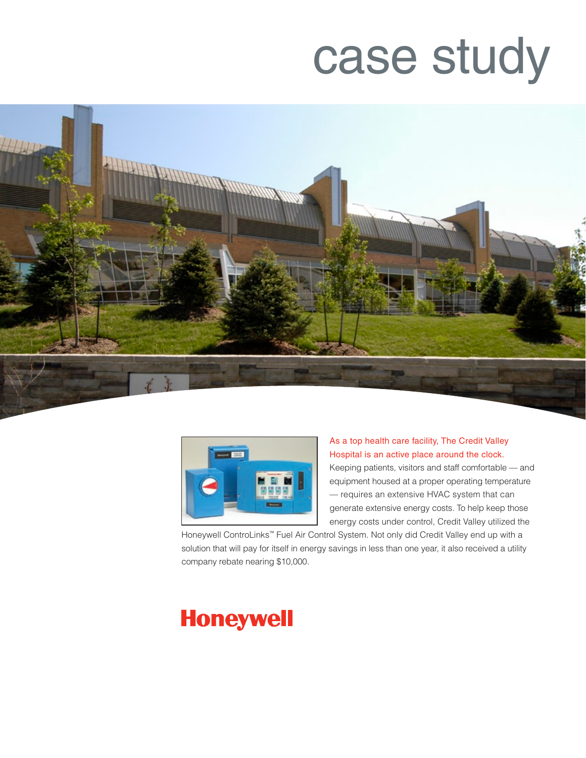# case study

As a top health care facility, The Credit Valley Hospital is an active place around the clock. Keeping patients, visitors and staff comfortable — and equipment housed at a proper operating temperature — requires an extensive HVAC system that can generate extensive energy costs. To help keep those energy costs under control, Credit Valley utilized the Honeywell ControLinks™ Fuel Air Control System. Not only did Credit Valley end up with a solution that will pay for itself in energy savings in less than one year, it also received a utility company rebate nearing $10,000.

Honeywell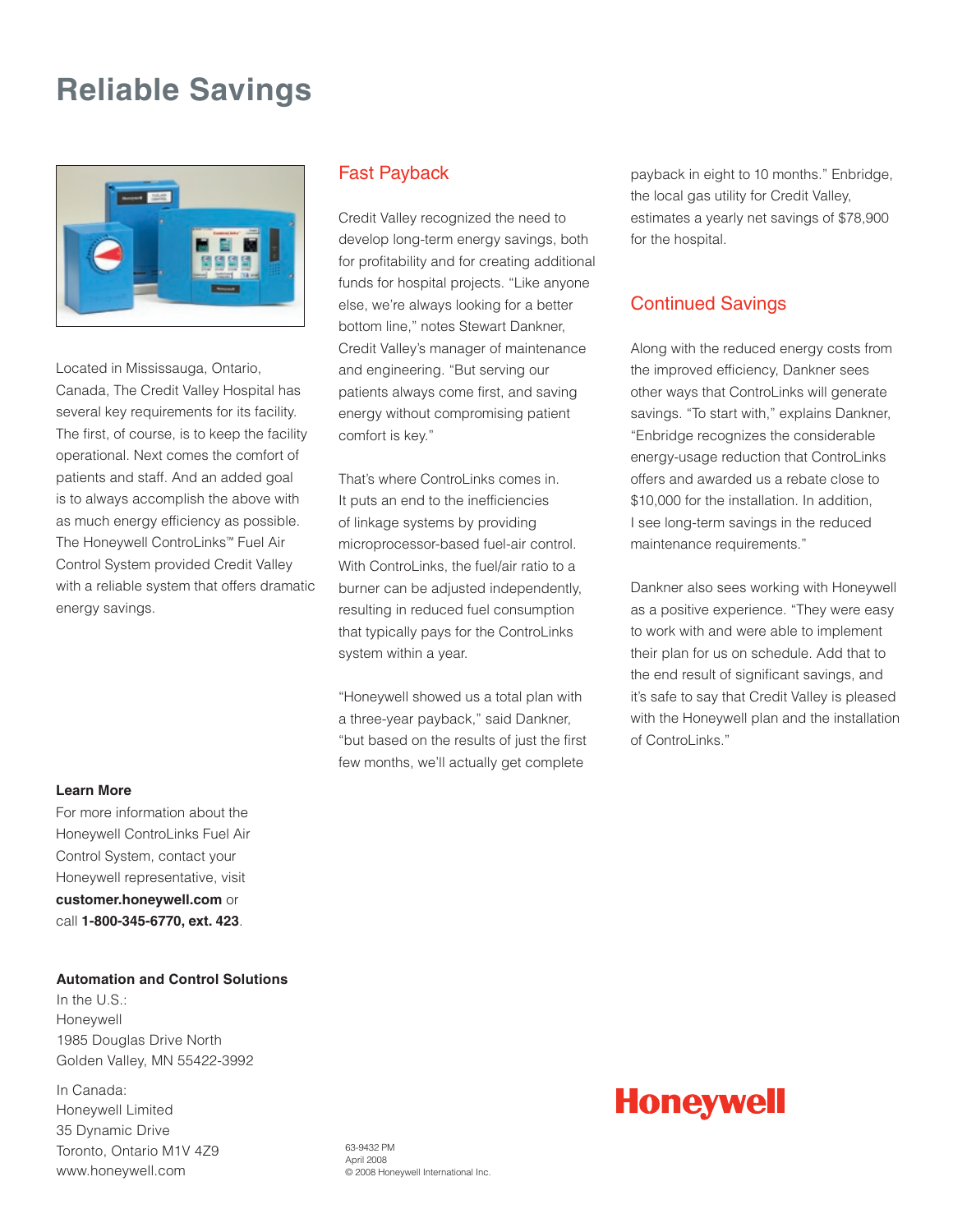# Reliable Savings

Located in Mississauga, Ontario, Canada, The Credit Valley Hospital has several key requirements for its facility. The first, of course, is to keep the facility operational. Next comes the comfort of patients and staff. And an added goal is to always accomplish the above with as much energy efficiency as possible. The Honeywell ControLinks™ Fuel Air Control System provided Credit Valley with a reliable system that offers dramatic energy savings.

## Fast Payback

Credit Valley recognized the need to develop long-term energy savings, both for profitability and for creating additional funds for hospital projects. "Like anyone else, we're always looking for a better bottom line," notes Stewart Dankner, Credit Valley's manager of maintenance and engineering. "But serving our patients always come first, and saving energy without compromising patient comfort is key."

That's where ControLinks comes in. It puts an end to the inefficiencies of linkage systems by providing microprocessor-based fuel-air control. With ControLinks, the fuel/air ratio to a burner can be adjusted independently, resulting in reduced fuel consumption that typically pays for the ControLinks system within a year.

"Honeywell showed us a total plan with a three-year payback," said Dankner, "but based on the results of just the first few months, we'll actually get complete payback in eight to 10 months." Enbridge, the local gas utility for Credit Valley, estimates a yearly net savings of $78,900 for the hospital.

## Continued Savings

Along with the reduced energy costs from the improved efficiency, Dankner sees other ways that ControLinks will generate savings. "To start with," explains Dankner, "Enbridge recognizes the considerable energy-usage reduction that ControLinks offers and awarded us a rebate close to $10,000 for the installation. In addition, I see long-term savings in the reduced maintenance requirements."

Dankner also sees working with Honeywell as a positive experience. "They were easy to work with and were able to implement their plan for us on schedule. Add that to the end result of significant savings, and it's safe to say that Credit Valley is pleased with the Honeywell plan and the installation of ControLinks."

**Learn More**

For more information about the Honeywell ControLinks Fuel Air Control System, contact your Honeywell representative, visit **customer.honeywell.com** or call **1-800-345-6770, ext. 423**.

**Automation and Control Solutions**

In the U.S.:
Honeywell
1985 Douglas Drive North
Golden Valley, MN 55422-3992

In Canada:
Honeywell Limited
35 Dynamic Drive
Toronto, Ontario M1V 4Z9
www.honeywell.com

63-9432 PM
April 2008
© 2008 Honeywell International Inc.

Honeywell